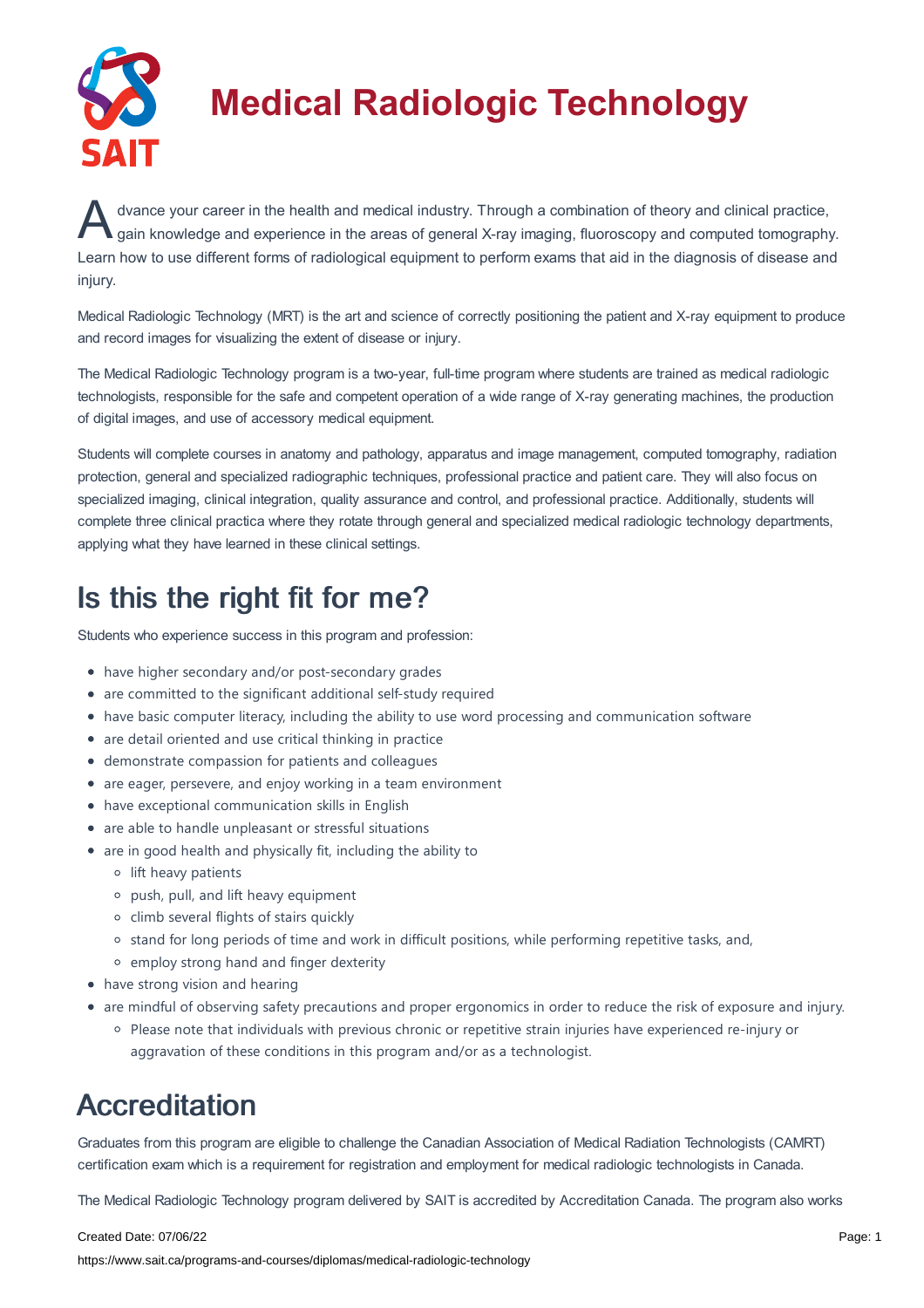# Medical Radiologic Technology

Advance your career in the health and medical industry. Through a combination of theory and clinical practice, gain knowledge and experience in the areas of general X-ray imaging, fluoroscopy and computed tomography. Learn how to use different forms of radiological equipment to perform exams that aid in the diagnosis of disease and injury.

Medical Radiologic Technology (MRT) is the art and science of correctly positioning the patient and X-ray equipment to produce and record images for visualizing the extent of disease or injury.

The Medical Radiologic Technology program is a two-year, full-time program where students are trained as medical radiologic technologists, responsible for the safe and competent operation of a wide range of X-ray generating machines, the production of digital images, and use of accessory medical equipment.

Students will complete courses in anatomy and pathology, apparatus and image management, computed tomography, radiation protection, general and specialized radiographic techniques, professional practice and patient care. They will also focus on specialized imaging, clinical integration, quality assurance and control, and professional practice. Additionally, students will complete three clinical practica where they rotate through general and specialized medical radiologic technology departments, applying what they have learned in these clinical settings.

## Is this the right fit for me?

Students who experience success in this program and profession:

- have higher secondary and/or post-secondary grades
- are committed to the significant additional self-study required
- have basic computer literacy, including the ability to use word processing and communication software
- are detail oriented and use critical thinking in practice
- demonstrate compassion for patients and colleagues
- are eager, persevere, and enjoy working in a team environment
- have exceptional communication skills in English
- are able to handle unpleasant or stressful situations
- are in good health and physically fit, including the ability to
  - lift heavy patients
  - push, pull, and lift heavy equipment
  - climb several flights of stairs quickly
  - stand for long periods of time and work in difficult positions, while performing repetitive tasks, and,
  - employ strong hand and finger dexterity
- have strong vision and hearing
- are mindful of observing safety precautions and proper ergonomics in order to reduce the risk of exposure and injury.
  - Please note that individuals with previous chronic or repetitive strain injuries have experienced re-injury or aggravation of these conditions in this program and/or as a technologist.

## Accreditation

Graduates from this program are eligible to challenge the Canadian Association of Medical Radiation Technologists (CAMRT) certification exam which is a requirement for registration and employment for medical radiologic technologists in Canada.

The Medical Radiologic Technology program delivered by SAIT is accredited by Accreditation Canada. The program also works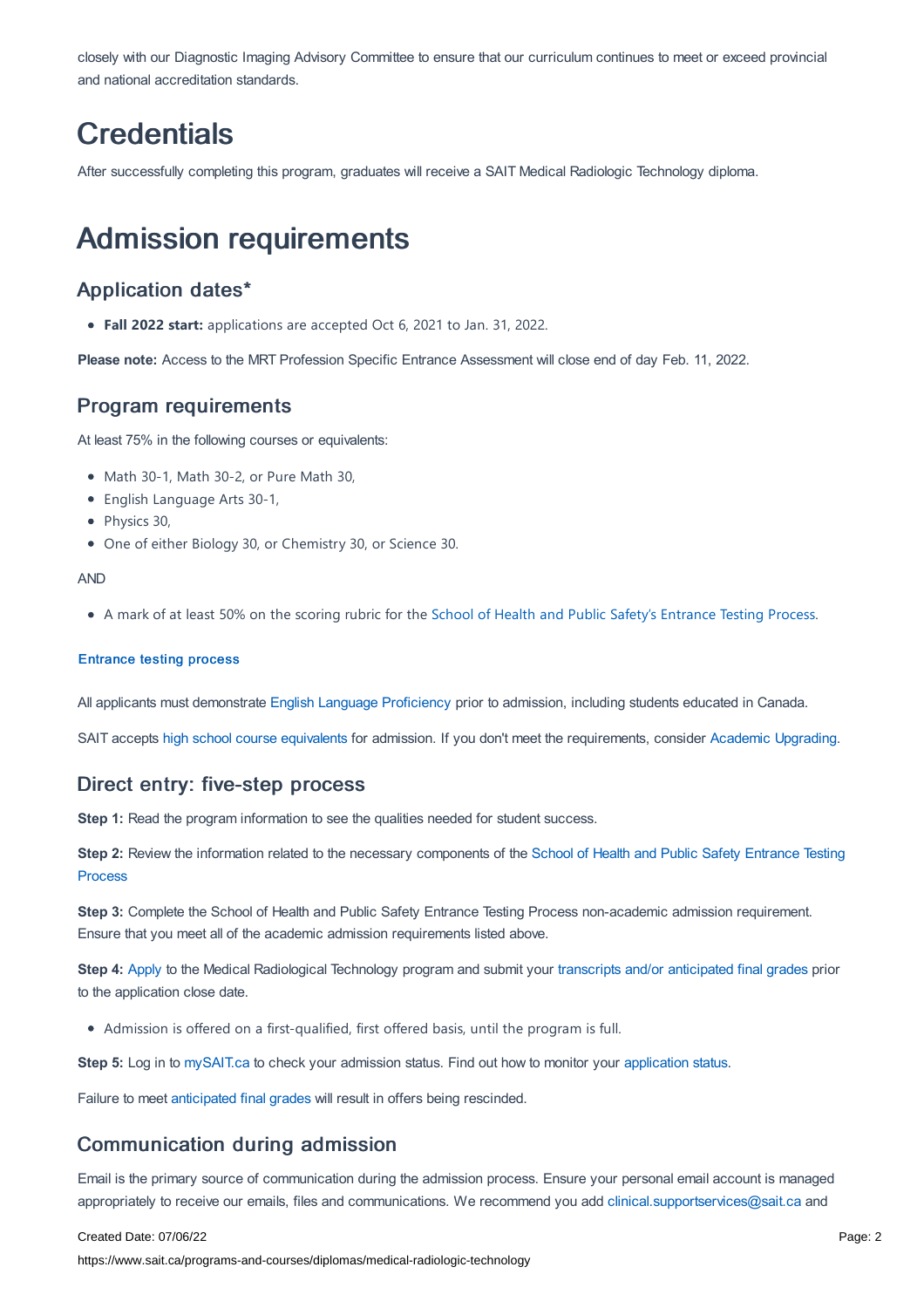closely with our Diagnostic Imaging Advisory Committee to ensure that our curriculum continues to meet or exceed provincial and national accreditation standards.

# Credentials

After successfully completing this program, graduates will receive a SAIT Medical Radiologic Technology diploma.

# Admission requirements

## Application dates*

- **Fall 2022 start:** applications are accepted Oct 6, 2021 to Jan. 31, 2022.

**Please note:** Access to the MRT Profession Specific Entrance Assessment will close end of day Feb. 11, 2022.

## Program requirements

At least 75% in the following courses or equivalents:

- Math 30-1, Math 30-2, or Pure Math 30,
- English Language Arts 30-1,
- Physics 30,
- One of either Biology 30, or Chemistry 30, or Science 30.

AND

- A mark of at least 50% on the scoring rubric for the School of Health and Public Safety's Entrance Testing Process.

**Entrance testing process**

All applicants must demonstrate English Language Proficiency prior to admission, including students educated in Canada.

SAIT accepts high school course equivalents for admission. If you don't meet the requirements, consider Academic Upgrading.

## Direct entry: five-step process

**Step 1:** Read the program information to see the qualities needed for student success.

**Step 2:** Review the information related to the necessary components of the School of Health and Public Safety Entrance Testing Process

**Step 3:** Complete the School of Health and Public Safety Entrance Testing Process non-academic admission requirement. Ensure that you meet all of the academic admission requirements listed above.

**Step 4:** Apply to the Medical Radiological Technology program and submit your transcripts and/or anticipated final grades prior to the application close date.

- Admission is offered on a first-qualified, first offered basis, until the program is full.

**Step 5:** Log in to mySAIT.ca to check your admission status. Find out how to monitor your application status.

Failure to meet anticipated final grades will result in offers being rescinded.

## Communication during admission

Email is the primary source of communication during the admission process. Ensure your personal email account is managed appropriately to receive our emails, files and communications. We recommend you add clinical.supportservices@sait.ca and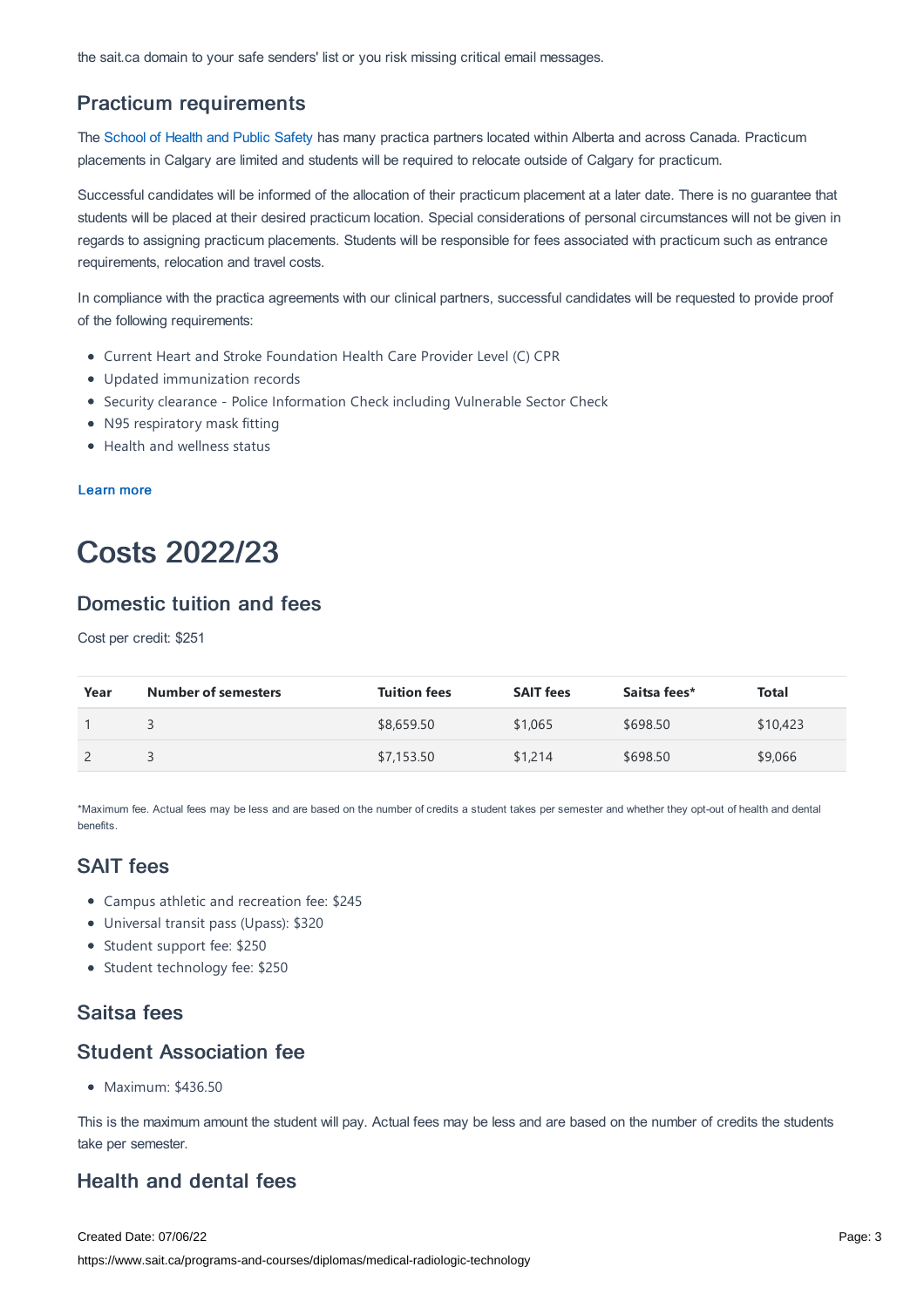the sait.ca domain to your safe senders' list or you risk missing critical email messages.

### Practicum requirements

The School of Health and Public Safety has many practica partners located within Alberta and across Canada. Practicum placements in Calgary are limited and students will be required to relocate outside of Calgary for practicum.

Successful candidates will be informed of the allocation of their practicum placement at a later date. There is no guarantee that students will be placed at their desired practicum location. Special considerations of personal circumstances will not be given in regards to assigning practicum placements. Students will be responsible for fees associated with practicum such as entrance requirements, relocation and travel costs.

In compliance with the practica agreements with our clinical partners, successful candidates will be requested to provide proof of the following requirements:

- Current Heart and Stroke Foundation Health Care Provider Level (C) CPR
- Updated immunization records
- Security clearance - Police Information Check including Vulnerable Sector Check
- N95 respiratory mask fitting
- Health and wellness status

**Learn more**

# Costs 2022/23

### Domestic tuition and fees

Cost per credit: $251

| Year | Number of semesters | Tuition fees | SAIT fees | Saitsa fees* | Total |
|---|---|---|---|---|---|
| 1 | 3 | $8,659.50 | $1,065 | $698.50 | $10,423 |
| 2 | 3 | $7,153.50 | $1,214 | $698.50 | $9,066 |

*Maximum fee. Actual fees may be less and are based on the number of credits a student takes per semester and whether they opt-out of health and dental benefits.

### SAIT fees

- Campus athletic and recreation fee: $245
- Universal transit pass (Upass): $320
- Student support fee: $250
- Student technology fee: $250

### Saitsa fees

### Student Association fee

- Maximum: $436.50

This is the maximum amount the student will pay. Actual fees may be less and are based on the number of credits the students take per semester.

### Health and dental fees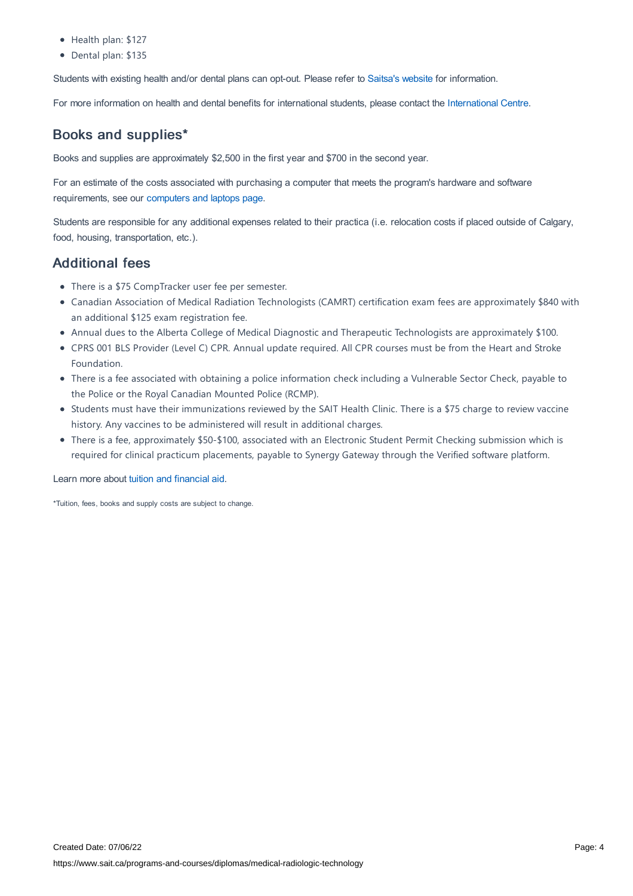- Health plan: $127
- Dental plan: $135

Students with existing health and/or dental plans can opt-out. Please refer to Saitsa's website for information.

For more information on health and dental benefits for international students, please contact the International Centre.

## Books and supplies*

Books and supplies are approximately $2,500 in the first year and $700 in the second year.

For an estimate of the costs associated with purchasing a computer that meets the program's hardware and software requirements, see our computers and laptops page.

Students are responsible for any additional expenses related to their practica (i.e. relocation costs if placed outside of Calgary, food, housing, transportation, etc.).

## Additional fees

- There is a $75 CompTracker user fee per semester.
- Canadian Association of Medical Radiation Technologists (CAMRT) certification exam fees are approximately $840 with an additional $125 exam registration fee.
- Annual dues to the Alberta College of Medical Diagnostic and Therapeutic Technologists are approximately $100.
- CPRS 001 BLS Provider (Level C) CPR. Annual update required. All CPR courses must be from the Heart and Stroke Foundation.
- There is a fee associated with obtaining a police information check including a Vulnerable Sector Check, payable to the Police or the Royal Canadian Mounted Police (RCMP).
- Students must have their immunizations reviewed by the SAIT Health Clinic. There is a $75 charge to review vaccine history. Any vaccines to be administered will result in additional charges.
- There is a fee, approximately $50-$100, associated with an Electronic Student Permit Checking submission which is required for clinical practicum placements, payable to Synergy Gateway through the Verified software platform.

Learn more about tuition and financial aid.

*Tuition, fees, books and supply costs are subject to change.